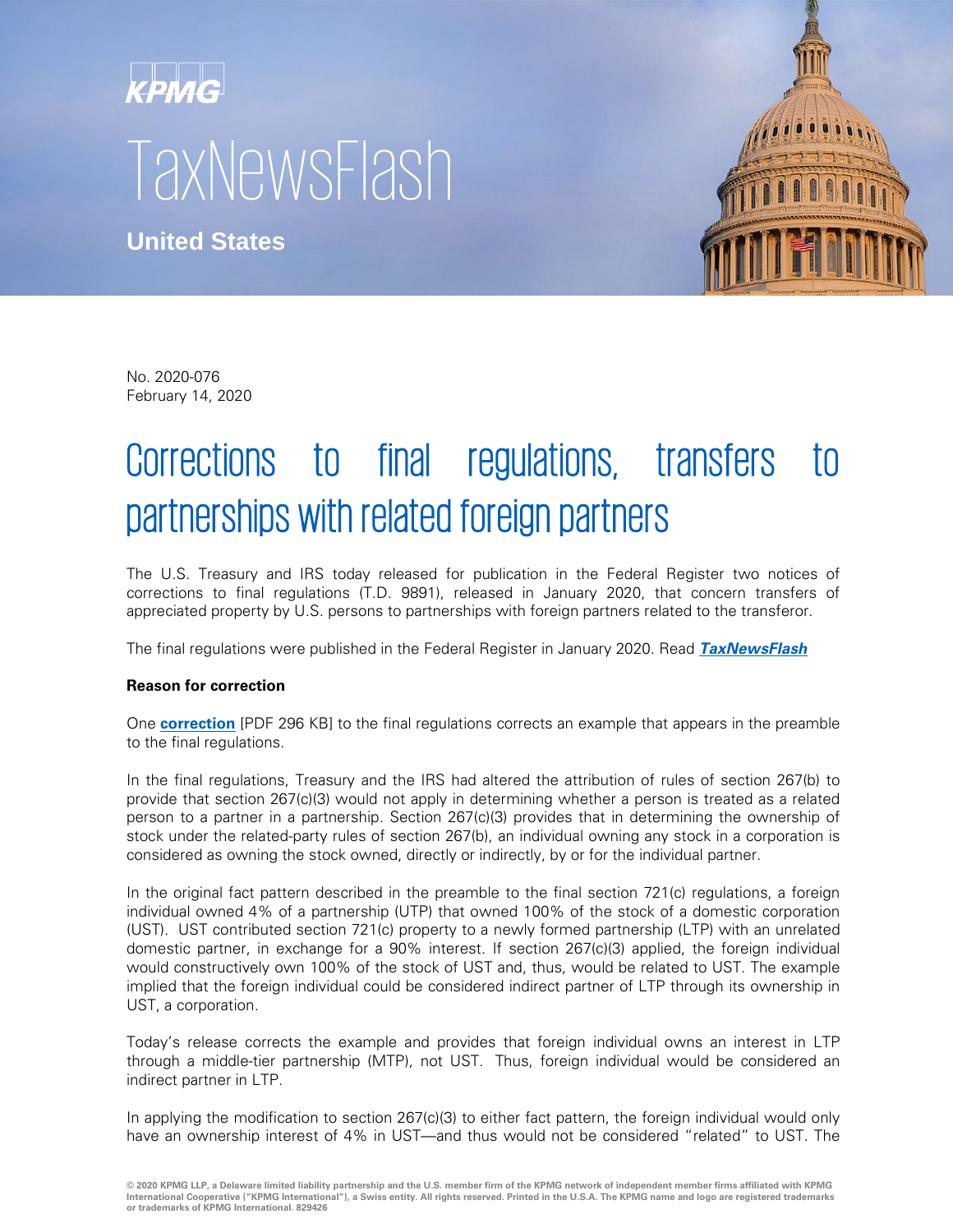KPMG

TaxNewsFlash

**United States**

No. 2020-076
February 14, 2020

# Corrections to final regulations, transfers to partnerships with related foreign partners

The U.S. Treasury and IRS today released for publication in the Federal Register two notices of corrections to final regulations (T.D. 9891), released in January 2020, that concern transfers of appreciated property by U.S. persons to partnerships with foreign partners related to the transferor.

The final regulations were published in the Federal Register in January 2020. Read ***TaxNewsFlash***

**Reason for correction**

One **correction** [PDF 296 KB] to the final regulations corrects an example that appears in the preamble to the final regulations.

In the final regulations, Treasury and the IRS had altered the attribution of rules of section 267(b) to provide that section 267(c)(3) would not apply in determining whether a person is treated as a related person to a partner in a partnership. Section 267(c)(3) provides that in determining the ownership of stock under the related-party rules of section 267(b), an individual owning any stock in a corporation is considered as owning the stock owned, directly or indirectly, by or for the individual partner.

In the original fact pattern described in the preamble to the final section 721(c) regulations, a foreign individual owned 4% of a partnership (UTP) that owned 100% of the stock of a domestic corporation (UST). UST contributed section 721(c) property to a newly formed partnership (LTP) with an unrelated domestic partner, in exchange for a 90% interest. If section 267(c)(3) applied, the foreign individual would constructively own 100% of the stock of UST and, thus, would be related to UST. The example implied that the foreign individual could be considered indirect partner of LTP through its ownership in UST, a corporation.

Today's release corrects the example and provides that foreign individual owns an interest in LTP through a middle-tier partnership (MTP), not UST. Thus, foreign individual would be considered an indirect partner in LTP.

In applying the modification to section 267(c)(3) to either fact pattern, the foreign individual would only have an ownership interest of 4% in UST—and thus would not be considered "related" to UST. The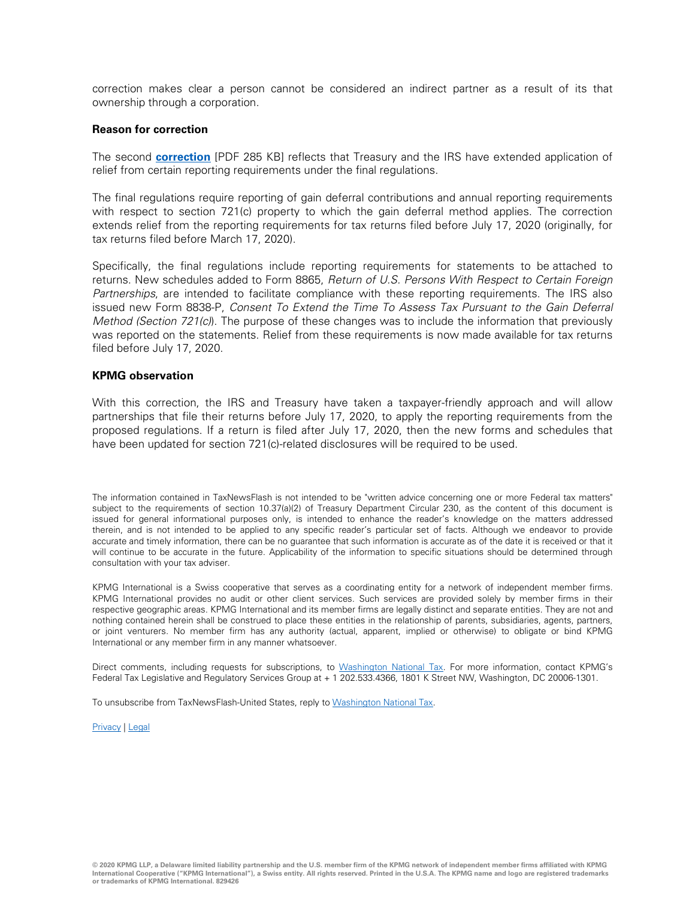correction makes clear a person cannot be considered an indirect partner as a result of its that ownership through a corporation.

**Reason for correction**

The second **correction** [PDF 285 KB] reflects that Treasury and the IRS have extended application of relief from certain reporting requirements under the final regulations.

The final regulations require reporting of gain deferral contributions and annual reporting requirements with respect to section 721(c) property to which the gain deferral method applies. The correction extends relief from the reporting requirements for tax returns filed before July 17, 2020 (originally, for tax returns filed before March 17, 2020).

Specifically, the final regulations include reporting requirements for statements to be attached to returns. New schedules added to Form 8865, *Return of U.S. Persons With Respect to Certain Foreign Partnerships*, are intended to facilitate compliance with these reporting requirements. The IRS also issued new Form 8838-P, *Consent To Extend the Time To Assess Tax Pursuant to the Gain Deferral Method (Section 721(c)*). The purpose of these changes was to include the information that previously was reported on the statements. Relief from these requirements is now made available for tax returns filed before July 17, 2020.

**KPMG observation**

With this correction, the IRS and Treasury have taken a taxpayer-friendly approach and will allow partnerships that file their returns before July 17, 2020, to apply the reporting requirements from the proposed regulations. If a return is filed after July 17, 2020, then the new forms and schedules that have been updated for section 721(c)-related disclosures will be required to be used.

The information contained in TaxNewsFlash is not intended to be "written advice concerning one or more Federal tax matters" subject to the requirements of section 10.37(a)(2) of Treasury Department Circular 230, as the content of this document is issued for general informational purposes only, is intended to enhance the reader's knowledge on the matters addressed therein, and is not intended to be applied to any specific reader's particular set of facts. Although we endeavor to provide accurate and timely information, there can be no guarantee that such information is accurate as of the date it is received or that it will continue to be accurate in the future. Applicability of the information to specific situations should be determined through consultation with your tax adviser.

KPMG International is a Swiss cooperative that serves as a coordinating entity for a network of independent member firms. KPMG International provides no audit or other client services. Such services are provided solely by member firms in their respective geographic areas. KPMG International and its member firms are legally distinct and separate entities. They are not and nothing contained herein shall be construed to place these entities in the relationship of parents, subsidiaries, agents, partners, or joint venturers. No member firm has any authority (actual, apparent, implied or otherwise) to obligate or bind KPMG International or any member firm in any manner whatsoever.

Direct comments, including requests for subscriptions, to Washington National Tax. For more information, contact KPMG's Federal Tax Legislative and Regulatory Services Group at + 1 202.533.4366, 1801 K Street NW, Washington, DC 20006-1301.

To unsubscribe from TaxNewsFlash-United States, reply to Washington National Tax.

Privacy | Legal

**© 2020 KPMG LLP, a Delaware limited liability partnership and the U.S. member firm of the KPMG network of independent member firms affiliated with KPMG International Cooperative ("KPMG International"), a Swiss entity. All rights reserved. Printed in the U.S.A. The KPMG name and logo are registered trademarks or trademarks of KPMG International. 829426**